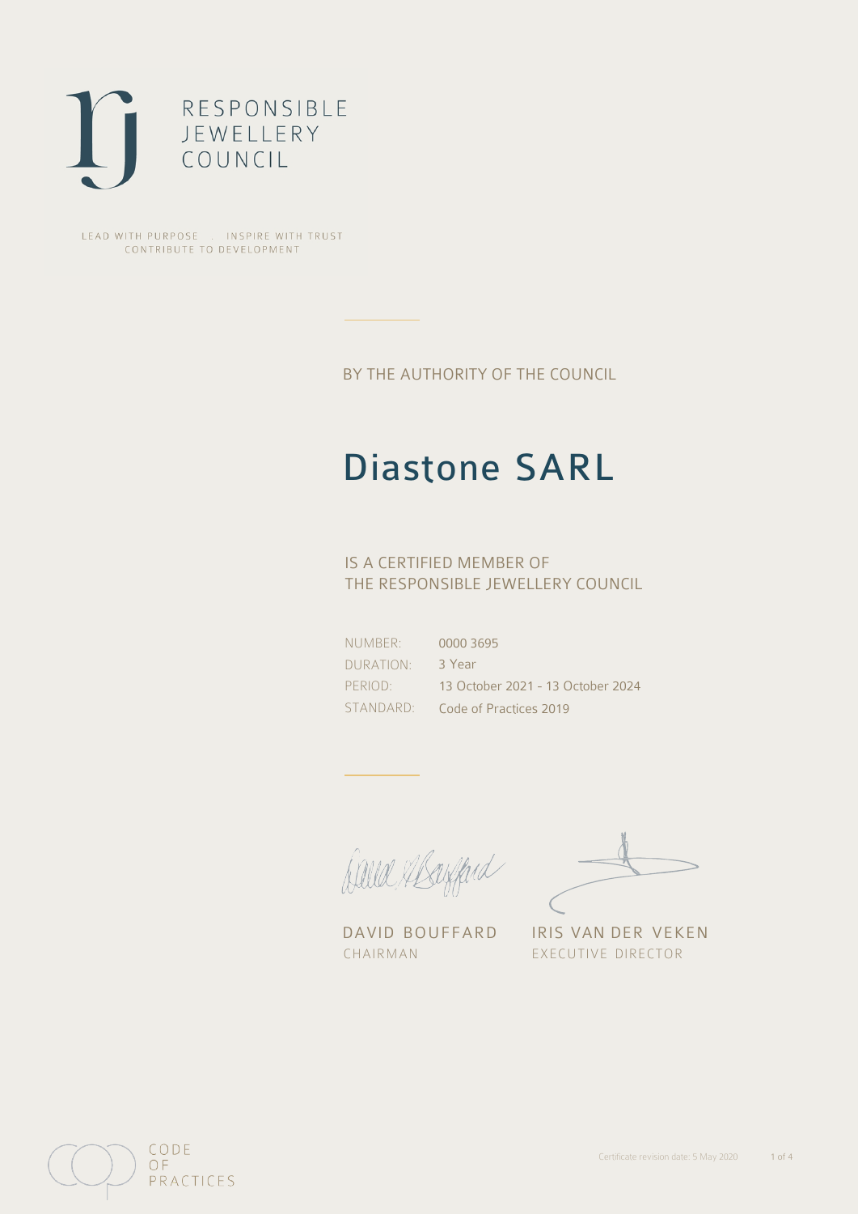RESPONSIBLE JEWELLERY COUNCIL

LEAD WITH PURPOSE . INSPIRE WITH TRUST
CONTRIBUTE TO DEVELOPMENT

BY THE AUTHORITY OF THE COUNCIL

# Diastone SARL

IS A CERTIFIED MEMBER OF
THE RESPONSIBLE JEWELLERY COUNCIL

| | |
|---|---|
| NUMBER: | 0000 3695 |
| DURATION: | 3 Year |
| PERIOD: | 13 October 2021 - 13 October 2024 |
| STANDARD: | Code of Practices 2019 |

DAVID BOUFFARD
CHAIRMAN

IRIS VAN DER VEKEN
EXECUTIVE DIRECTOR

CODE OF PRACTICES

Certificate revision date: 5 May 2020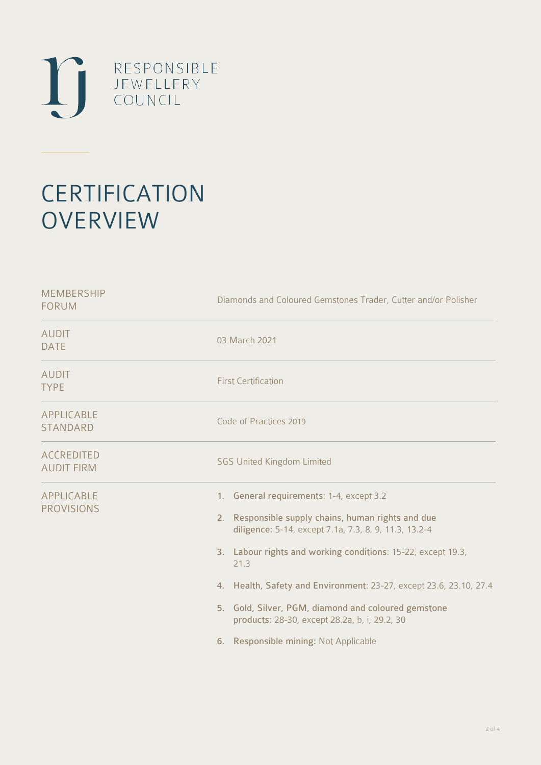RESPONSIBLE JEWELLERY COUNCIL

# CERTIFICATION OVERVIEW

| | |
|---|---|
| MEMBERSHIP FORUM | Diamonds and Coloured Gemstones Trader, Cutter and/or Polisher |
| AUDIT DATE | 03 March 2021 |
| AUDIT TYPE | First Certification |
| APPLICABLE STANDARD | Code of Practices 2019 |
| ACCREDITED AUDIT FIRM | SGS United Kingdom Limited |
| APPLICABLE PROVISIONS | 1. **General requirements**: 1-4, except 3.2<br>2. **Responsible supply chains, human rights and due diligence**: 5-14, except 7.1a, 7.3, 8, 9, 11.3, 13.2-4<br>3. **Labour rights and working conditions**: 15-22, except 19.3, 21.3<br>4. **Health, Safety and Environment**: 23-27, except 23.6, 23.10, 27.4<br>5. **Gold, Silver, PGM, diamond and coloured gemstone products**: 28-30, except 28.2a, b, i, 29.2, 30<br>6. **Responsible mining**: Not Applicable |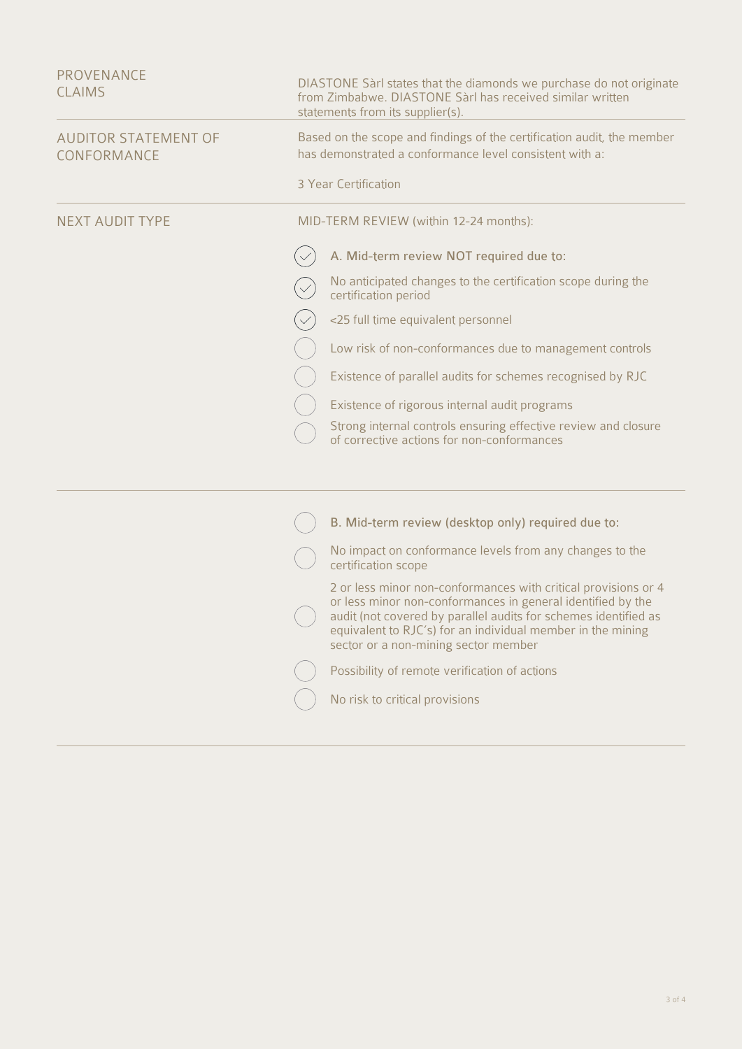| | |
|---|---|
| PROVENANCE CLAIMS | DIASTONE Sàrl states that the diamonds we purchase do not originate from Zimbabwe. DIASTONE Sàrl has received similar written statements from its supplier(s). |
| AUDITOR STATEMENT OF CONFORMANCE | Based on the scope and findings of the certification audit, the member has demonstrated a conformance level consistent with a:<br><br>3 Year Certification |
| NEXT AUDIT TYPE | MID-TERM REVIEW (within 12-24 months): |

- [x] A. Mid-term review NOT required due to:
- [x] No anticipated changes to the certification scope during the certification period
- [x] <25 full time equivalent personnel
- [ ] Low risk of non-conformances due to management controls
- [ ] Existence of parallel audits for schemes recognised by RJC
- [ ] Existence of rigorous internal audit programs
- [ ] Strong internal controls ensuring effective review and closure of corrective actions for non-conformances

---

- [ ] B. Mid-term review (desktop only) required due to:
- [ ] No impact on conformance levels from any changes to the certification scope
- [ ] 2 or less minor non-conformances with critical provisions or 4 or less minor non-conformances in general identified by the audit (not covered by parallel audits for schemes identified as equivalent to RJC's) for an individual member in the mining sector or a non-mining sector member
- [ ] Possibility of remote verification of actions
- [ ] No risk to critical provisions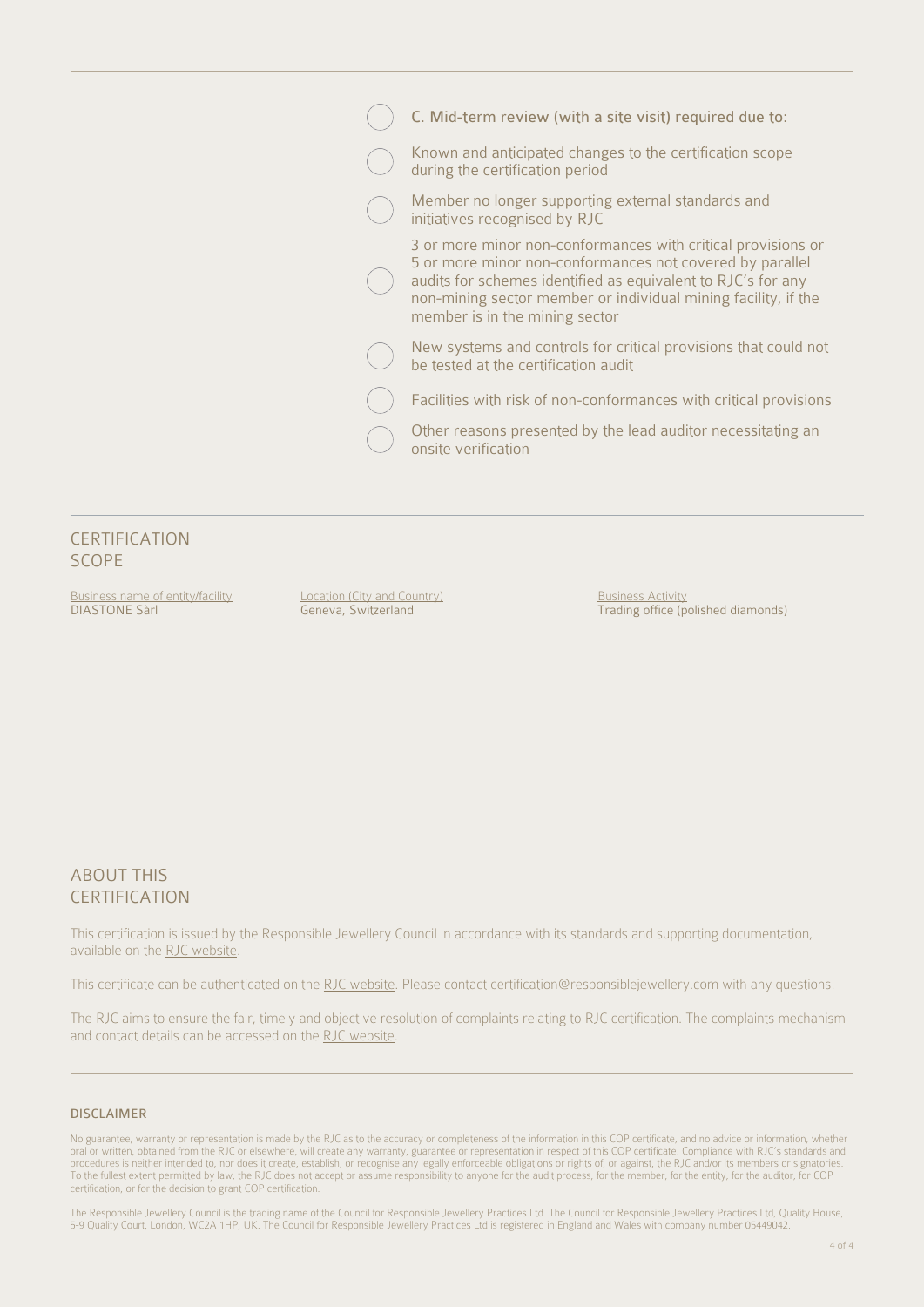- ○ **C. Mid-term review (with a site visit) required due to:**
- ○ Known and anticipated changes to the certification scope during the certification period
- ○ Member no longer supporting external standards and initiatives recognised by RJC
- ○ 3 or more minor non-conformances with critical provisions or 5 or more minor non-conformances not covered by parallel audits for schemes identified as equivalent to RJC's for any non-mining sector member or individual mining facility, if the member is in the mining sector
- ○ New systems and controls for critical provisions that could not be tested at the certification audit
- ○ Facilities with risk of non-conformances with critical provisions
- ○ Other reasons presented by the lead auditor necessitating an onsite verification

## CERTIFICATION SCOPE

| Business name of entity/facility | Location (City and Country) | Business Activity |
| --- | --- | --- |
| DIASTONE Sàrl | Geneva, Switzerland | Trading office (polished diamonds) |

## ABOUT THIS CERTIFICATION

This certification is issued by the Responsible Jewellery Council in accordance with its standards and supporting documentation, available on the RJC website.

This certificate can be authenticated on the RJC website. Please contact certification@responsiblejewellery.com with any questions.

The RJC aims to ensure the fair, timely and objective resolution of complaints relating to RJC certification. The complaints mechanism and contact details can be accessed on the RJC website.

### DISCLAIMER

No guarantee, warranty or representation is made by the RJC as to the accuracy or completeness of the information in this COP certificate, and no advice or information, whether oral or written, obtained from the RJC or elsewhere, will create any warranty, guarantee or representation in respect of this COP certificate. Compliance with RJC's standards and procedures is neither intended to, nor does it create, establish, or recognise any legally enforceable obligations or rights of, or against, the RJC and/or its members or signatories. To the fullest extent permitted by law, the RJC does not accept or assume responsibility to anyone for the audit process, for the member, for the entity, for the auditor, for COP certification, or for the decision to grant COP certification.

The Responsible Jewellery Council is the trading name of the Council for Responsible Jewellery Practices Ltd. The Council for Responsible Jewellery Practices Ltd, Quality House, 5-9 Quality Court, London, WC2A 1HP, UK. The Council for Responsible Jewellery Practices Ltd is registered in England and Wales with company number 05449042.